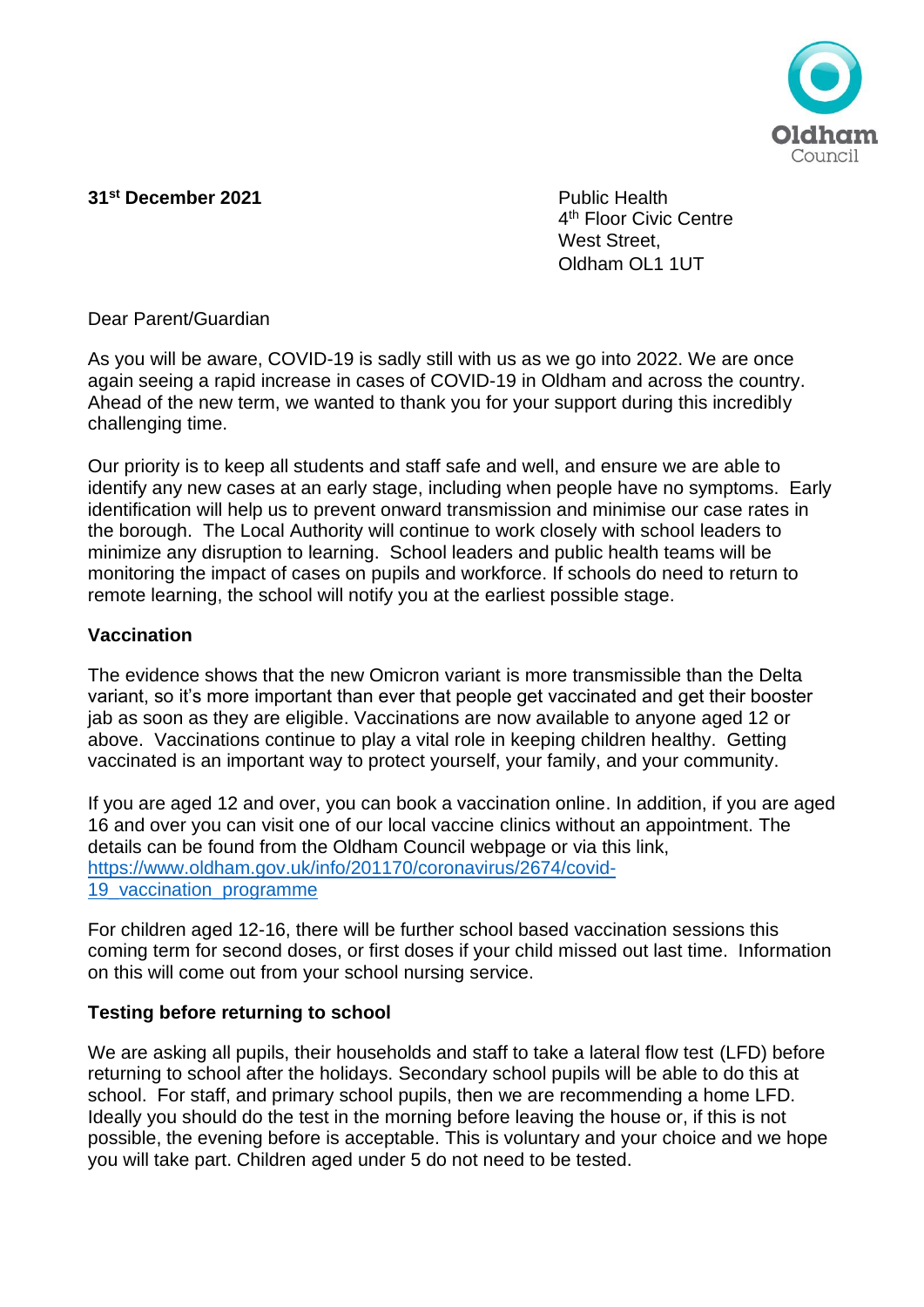Oldham Council

**31st December 2021**

Public Health
4th Floor Civic Centre
West Street,
Oldham OL1 1UT

Dear Parent/Guardian

As you will be aware, COVID-19 is sadly still with us as we go into 2022. We are once again seeing a rapid increase in cases of COVID-19 in Oldham and across the country. Ahead of the new term, we wanted to thank you for your support during this incredibly challenging time.

Our priority is to keep all students and staff safe and well, and ensure we are able to identify any new cases at an early stage, including when people have no symptoms. Early identification will help us to prevent onward transmission and minimise our case rates in the borough. The Local Authority will continue to work closely with school leaders to minimize any disruption to learning. School leaders and public health teams will be monitoring the impact of cases on pupils and workforce. If schools do need to return to remote learning, the school will notify you at the earliest possible stage.

**Vaccination**

The evidence shows that the new Omicron variant is more transmissible than the Delta variant, so it's more important than ever that people get vaccinated and get their booster jab as soon as they are eligible. Vaccinations are now available to anyone aged 12 or above. Vaccinations continue to play a vital role in keeping children healthy. Getting vaccinated is an important way to protect yourself, your family, and your community.

If you are aged 12 and over, you can book a vaccination online. In addition, if you are aged 16 and over you can visit one of our local vaccine clinics without an appointment. The details can be found from the Oldham Council webpage or via this link, [https://www.oldham.gov.uk/info/201170/coronavirus/2674/covid-19_vaccination_programme](https://www.oldham.gov.uk/info/201170/coronavirus/2674/covid-19_vaccination_programme)

For children aged 12-16, there will be further school based vaccination sessions this coming term for second doses, or first doses if your child missed out last time. Information on this will come out from your school nursing service.

**Testing before returning to school**

We are asking all pupils, their households and staff to take a lateral flow test (LFD) before returning to school after the holidays. Secondary school pupils will be able to do this at school. For staff, and primary school pupils, then we are recommending a home LFD. Ideally you should do the test in the morning before leaving the house or, if this is not possible, the evening before is acceptable. This is voluntary and your choice and we hope you will take part. Children aged under 5 do not need to be tested.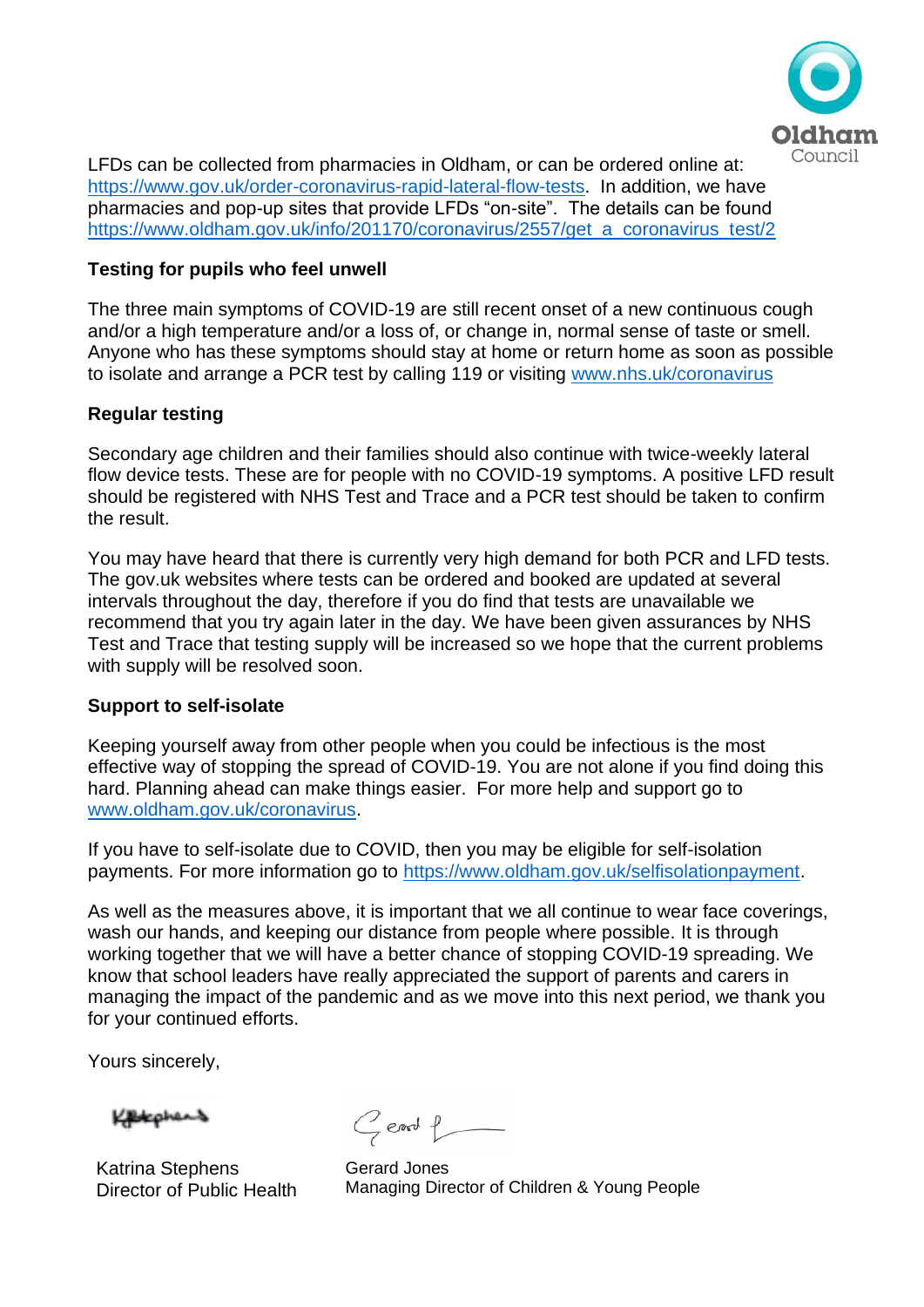LFDs can be collected from pharmacies in Oldham, or can be ordered online at: https://www.gov.uk/order-coronavirus-rapid-lateral-flow-tests. In addition, we have pharmacies and pop-up sites that provide LFDs "on-site". The details can be found https://www.oldham.gov.uk/info/201170/coronavirus/2557/get_a_coronavirus_test/2

**Testing for pupils who feel unwell**

The three main symptoms of COVID-19 are still recent onset of a new continuous cough and/or a high temperature and/or a loss of, or change in, normal sense of taste or smell. Anyone who has these symptoms should stay at home or return home as soon as possible to isolate and arrange a PCR test by calling 119 or visiting www.nhs.uk/coronavirus

**Regular testing**

Secondary age children and their families should also continue with twice-weekly lateral flow device tests. These are for people with no COVID-19 symptoms. A positive LFD result should be registered with NHS Test and Trace and a PCR test should be taken to confirm the result.

You may have heard that there is currently very high demand for both PCR and LFD tests. The gov.uk websites where tests can be ordered and booked are updated at several intervals throughout the day, therefore if you do find that tests are unavailable we recommend that you try again later in the day. We have been given assurances by NHS Test and Trace that testing supply will be increased so we hope that the current problems with supply will be resolved soon.

**Support to self-isolate**

Keeping yourself away from other people when you could be infectious is the most effective way of stopping the spread of COVID-19. You are not alone if you find doing this hard. Planning ahead can make things easier. For more help and support go to www.oldham.gov.uk/coronavirus.

If you have to self-isolate due to COVID, then you may be eligible for self-isolation payments. For more information go to https://www.oldham.gov.uk/selfisolationpayment.

As well as the measures above, it is important that we all continue to wear face coverings, wash our hands, and keeping our distance from people where possible. It is through working together that we will have a better chance of stopping COVID-19 spreading. We know that school leaders have really appreciated the support of parents and carers in managing the impact of the pandemic and as we move into this next period, we thank you for your continued efforts.

Yours sincerely,

Katrina Stephens
Director of Public Health

Gerard Jones
Managing Director of Children & Young People